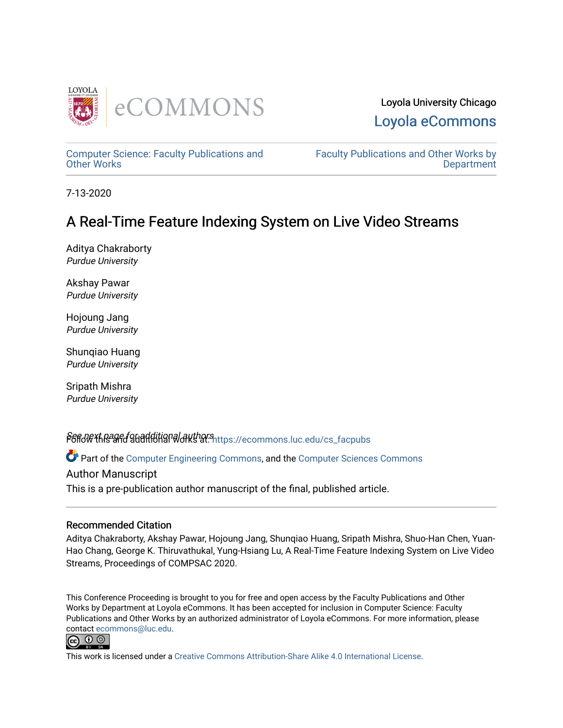Loyola University Chicago

Loyola eCommons

Computer Science: Faculty Publications and Other Works

Faculty Publications and Other Works by Department

7-13-2020

# A Real-Time Feature Indexing System on Live Video Streams

Aditya Chakraborty
*Purdue University*

Akshay Pawar
*Purdue University*

Hojoung Jang
*Purdue University*

Shunqiao Huang
*Purdue University*

Sripath Mishra
*Purdue University*

See next page for additional authors

Follow this and additional works at: https://ecommons.luc.edu/cs_facpubs

Part of the Computer Engineering Commons, and the Computer Sciences Commons

Author Manuscript

This is a pre-publication author manuscript of the final, published article.

## Recommended Citation

Aditya Chakraborty, Akshay Pawar, Hojoung Jang, Shunqiao Huang, Sripath Mishra, Shuo-Han Chen, Yuan-Hao Chang, George K. Thiruvathukal, Yung-Hsiang Lu, A Real-Time Feature Indexing System on Live Video Streams, Proceedings of COMPSAC 2020.

This Conference Proceeding is brought to you for free and open access by the Faculty Publications and Other Works by Department at Loyola eCommons. It has been accepted for inclusion in Computer Science: Faculty Publications and Other Works by an authorized administrator of Loyola eCommons. For more information, please contact ecommons@luc.edu.

This work is licensed under a Creative Commons Attribution-Share Alike 4.0 International License.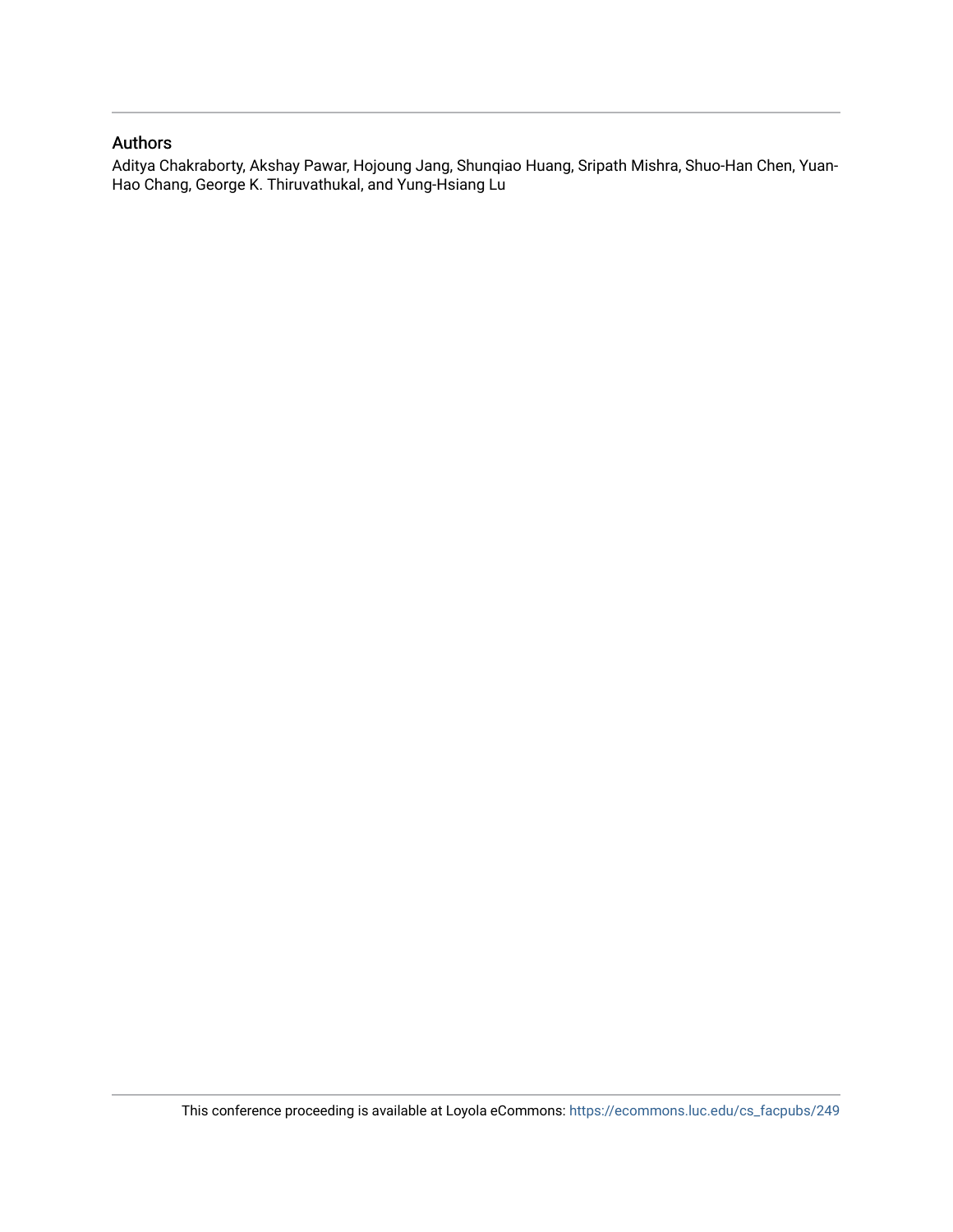## Authors

Aditya Chakraborty, Akshay Pawar, Hojoung Jang, Shunqiao Huang, Sripath Mishra, Shuo-Han Chen, Yuan-Hao Chang, George K. Thiruvathukal, and Yung-Hsiang Lu

This conference proceeding is available at Loyola eCommons: https://ecommons.luc.edu/cs_facpubs/249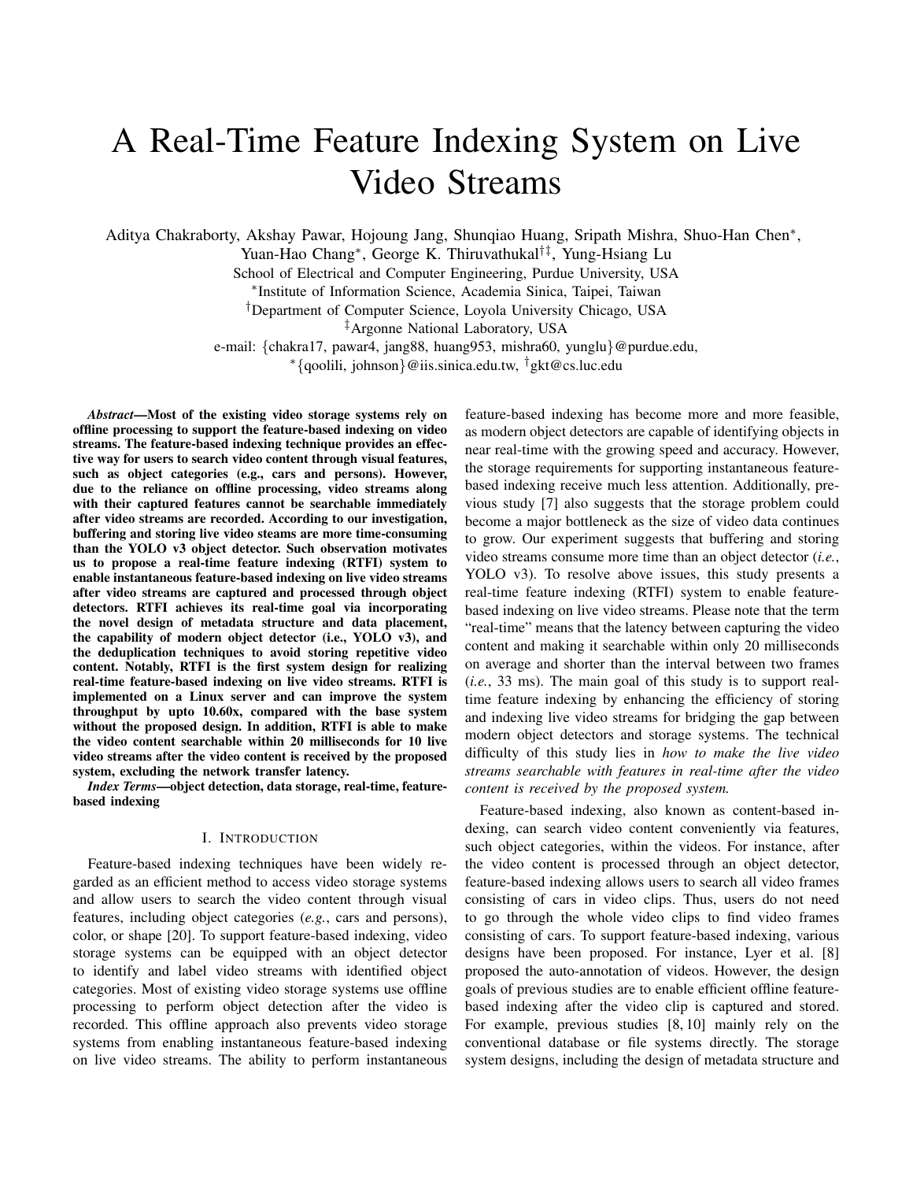# A Real-Time Feature Indexing System on Live Video Streams

Aditya Chakraborty, Akshay Pawar, Hojoung Jang, Shunqiao Huang, Sripath Mishra, Shuo-Han Chen*, Yuan-Hao Chang*, George K. Thiruvathukal†‡, Yung-Hsiang Lu

School of Electrical and Computer Engineering, Purdue University, USA

*Institute of Information Science, Academia Sinica, Taipei, Taiwan

†Department of Computer Science, Loyola University Chicago, USA

‡Argonne National Laboratory, USA

e-mail: {chakra17, pawar4, jang88, huang953, mishra60, yunglu}@purdue.edu,

*{qoolili, johnson}@iis.sinica.edu.tw, †gkt@cs.luc.edu

***Abstract*—Most of the existing video storage systems rely on offline processing to support the feature-based indexing on video streams. The feature-based indexing technique provides an effective way for users to search video content through visual features, such as object categories (e.g., cars and persons). However, due to the reliance on offline processing, video streams along with their captured features cannot be searchable immediately after video streams are recorded. According to our investigation, buffering and storing live video steams are more time-consuming than the YOLO v3 object detector. Such observation motivates us to propose a real-time feature indexing (RTFI) system to enable instantaneous feature-based indexing on live video streams after video streams are captured and processed through object detectors. RTFI achieves its real-time goal via incorporating the novel design of metadata structure and data placement, the capability of modern object detector (i.e., YOLO v3), and the deduplication techniques to avoid storing repetitive video content. Notably, RTFI is the first system design for realizing real-time feature-based indexing on live video streams. RTFI is implemented on a Linux server and can improve the system throughput by upto 10.60x, compared with the base system without the proposed design. In addition, RTFI is able to make the video content searchable within 20 milliseconds for 10 live video streams after the video content is received by the proposed system, excluding the network transfer latency.**

***Index Terms*—object detection, data storage, real-time, feature-based indexing**

## I. Introduction

Feature-based indexing techniques have been widely regarded as an efficient method to access video storage systems and allow users to search the video content through visual features, including object categories (*e.g.*, cars and persons), color, or shape [20]. To support feature-based indexing, video storage systems can be equipped with an object detector to identify and label video streams with identified object categories. Most of existing video storage systems use offline processing to perform object detection after the video is recorded. This offline approach also prevents video storage systems from enabling instantaneous feature-based indexing on live video streams. The ability to perform instantaneous feature-based indexing has become more and more feasible, as modern object detectors are capable of identifying objects in near real-time with the growing speed and accuracy. However, the storage requirements for supporting instantaneous feature-based indexing receive much less attention. Additionally, previous study [7] also suggests that the storage problem could become a major bottleneck as the size of video data continues to grow. Our experiment suggests that buffering and storing video streams consume more time than an object detector (*i.e.*, YOLO v3). To resolve above issues, this study presents a real-time feature indexing (RTFI) system to enable feature-based indexing on live video streams. Please note that the term "real-time" means that the latency between capturing the video content and making it searchable within only 20 milliseconds on average and shorter than the interval between two frames (*i.e.*, 33 ms). The main goal of this study is to support real-time feature indexing by enhancing the efficiency of storing and indexing live video streams for bridging the gap between modern object detectors and storage systems. The technical difficulty of this study lies in *how to make the live video streams searchable with features in real-time after the video content is received by the proposed system.*

Feature-based indexing, also known as content-based indexing, can search video content conveniently via features, such object categories, within the videos. For instance, after the video content is processed through an object detector, feature-based indexing allows users to search all video frames consisting of cars in video clips. Thus, users do not need to go through the whole video clips to find video frames consisting of cars. To support feature-based indexing, various designs have been proposed. For instance, Lyer et al. [8] proposed the auto-annotation of videos. However, the design goals of previous studies are to enable efficient offline feature-based indexing after the video clip is captured and stored. For example, previous studies [8, 10] mainly rely on the conventional database or file systems directly. The storage system designs, including the design of metadata structure and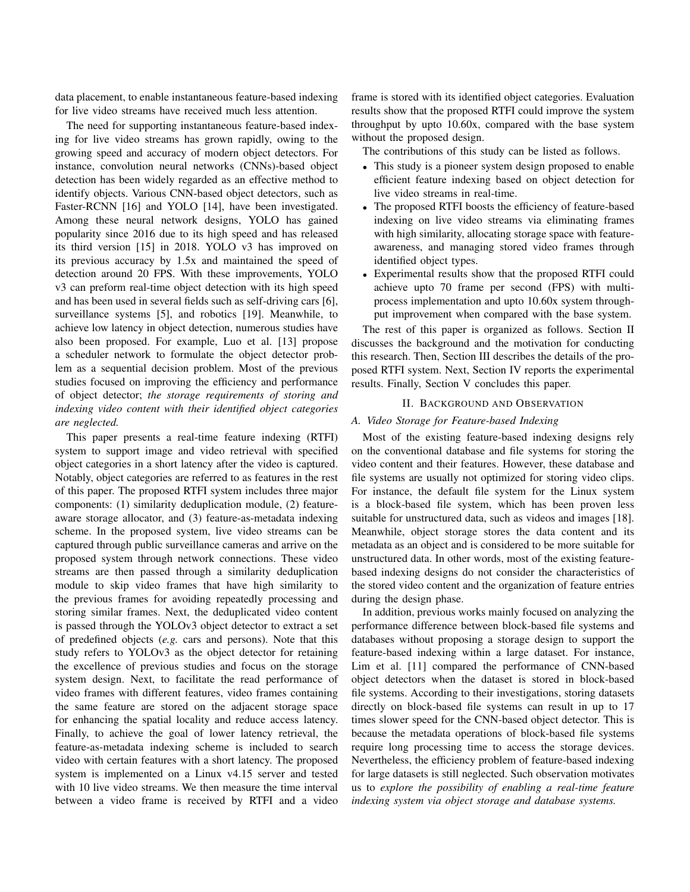data placement, to enable instantaneous feature-based indexing for live video streams have received much less attention.

The need for supporting instantaneous feature-based indexing for live video streams has grown rapidly, owing to the growing speed and accuracy of modern object detectors. For instance, convolution neural networks (CNNs)-based object detection has been widely regarded as an effective method to identify objects. Various CNN-based object detectors, such as Faster-RCNN [16] and YOLO [14], have been investigated. Among these neural network designs, YOLO has gained popularity since 2016 due to its high speed and has released its third version [15] in 2018. YOLO v3 has improved on its previous accuracy by 1.5x and maintained the speed of detection around 20 FPS. With these improvements, YOLO v3 can preform real-time object detection with its high speed and has been used in several fields such as self-driving cars [6], surveillance systems [5], and robotics [19]. Meanwhile, to achieve low latency in object detection, numerous studies have also been proposed. For example, Luo et al. [13] propose a scheduler network to formulate the object detector problem as a sequential decision problem. Most of the previous studies focused on improving the efficiency and performance of object detector; *the storage requirements of storing and indexing video content with their identified object categories are neglected.*

This paper presents a real-time feature indexing (RTFI) system to support image and video retrieval with specified object categories in a short latency after the video is captured. Notably, object categories are referred to as features in the rest of this paper. The proposed RTFI system includes three major components: (1) similarity deduplication module, (2) feature-aware storage allocator, and (3) feature-as-metadata indexing scheme. In the proposed system, live video streams can be captured through public surveillance cameras and arrive on the proposed system through network connections. These video streams are then passed through a similarity deduplication module to skip video frames that have high similarity to the previous frames for avoiding repeatedly processing and storing similar frames. Next, the deduplicated video content is passed through the YOLOv3 object detector to extract a set of predefined objects (*e.g.* cars and persons). Note that this study refers to YOLOv3 as the object detector for retaining the excellence of previous studies and focus on the storage system design. Next, to facilitate the read performance of video frames with different features, video frames containing the same feature are stored on the adjacent storage space for enhancing the spatial locality and reduce access latency. Finally, to achieve the goal of lower latency retrieval, the feature-as-metadata indexing scheme is included to search video with certain features with a short latency. The proposed system is implemented on a Linux v4.15 server and tested with 10 live video streams. We then measure the time interval between a video frame is received by RTFI and a video frame is stored with its identified object categories. Evaluation results show that the proposed RTFI could improve the system throughput by upto 10.60x, compared with the base system without the proposed design.

The contributions of this study can be listed as follows.

- This study is a pioneer system design proposed to enable efficient feature indexing based on object detection for live video streams in real-time.
- The proposed RTFI boosts the efficiency of feature-based indexing on live video streams via eliminating frames with high similarity, allocating storage space with feature-awareness, and managing stored video frames through identified object types.
- Experimental results show that the proposed RTFI could achieve upto 70 frame per second (FPS) with multi-process implementation and upto 10.60x system throughput improvement when compared with the base system.

The rest of this paper is organized as follows. Section II discusses the background and the motivation for conducting this research. Then, Section III describes the details of the proposed RTFI system. Next, Section IV reports the experimental results. Finally, Section V concludes this paper.

## II. Background and Observation

### A. Video Storage for Feature-based Indexing

Most of the existing feature-based indexing designs rely on the conventional database and file systems for storing the video content and their features. However, these database and file systems are usually not optimized for storing video clips. For instance, the default file system for the Linux system is a block-based file system, which has been proven less suitable for unstructured data, such as videos and images [18]. Meanwhile, object storage stores the data content and its metadata as an object and is considered to be more suitable for unstructured data. In other words, most of the existing feature-based indexing designs do not consider the characteristics of the stored video content and the organization of feature entries during the design phase.

In addition, previous works mainly focused on analyzing the performance difference between block-based file systems and databases without proposing a storage design to support the feature-based indexing within a large dataset. For instance, Lim et al. [11] compared the performance of CNN-based object detectors when the dataset is stored in block-based file systems. According to their investigations, storing datasets directly on block-based file systems can result in up to 17 times slower speed for the CNN-based object detector. This is because the metadata operations of block-based file systems require long processing time to access the storage devices. Nevertheless, the efficiency problem of feature-based indexing for large datasets is still neglected. Such observation motivates us to *explore the possibility of enabling a real-time feature indexing system via object storage and database systems.*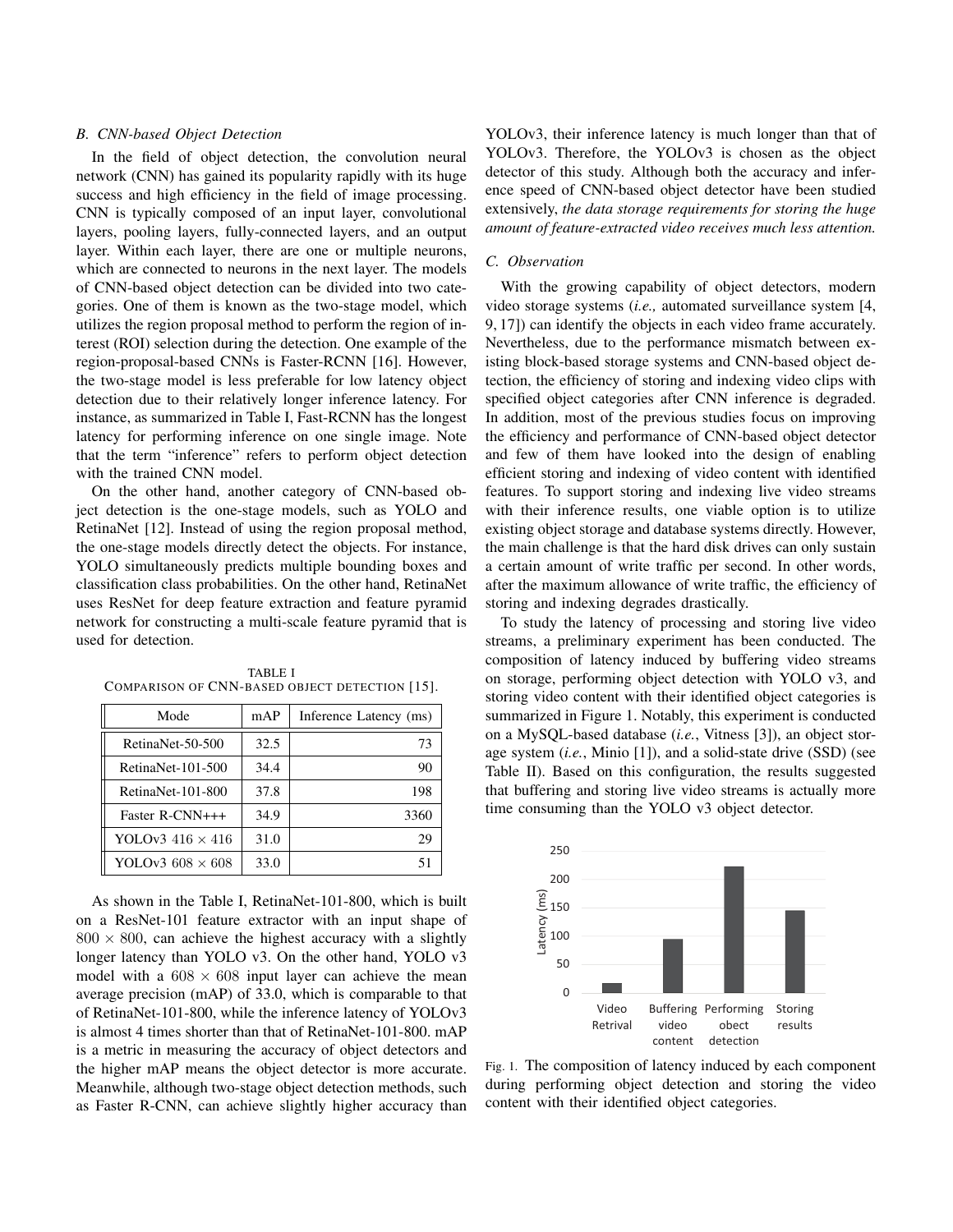### B. CNN-based Object Detection

In the field of object detection, the convolution neural network (CNN) has gained its popularity rapidly with its huge success and high efficiency in the field of image processing. CNN is typically composed of an input layer, convolutional layers, pooling layers, fully-connected layers, and an output layer. Within each layer, there are one or multiple neurons, which are connected to neurons in the next layer. The models of CNN-based object detection can be divided into two categories. One of them is known as the two-stage model, which utilizes the region proposal method to perform the region of interest (ROI) selection during the detection. One example of the region-proposal-based CNNs is Faster-RCNN [16]. However, the two-stage model is less preferable for low latency object detection due to their relatively longer inference latency. For instance, as summarized in Table I, Fast-RCNN has the longest latency for performing inference on one single image. Note that the term "inference" refers to perform object detection with the trained CNN model.

On the other hand, another category of CNN-based object detection is the one-stage models, such as YOLO and RetinaNet [12]. Instead of using the region proposal method, the one-stage models directly detect the objects. For instance, YOLO simultaneously predicts multiple bounding boxes and classification class probabilities. On the other hand, RetinaNet uses ResNet for deep feature extraction and feature pyramid network for constructing a multi-scale feature pyramid that is used for detection.

TABLE I
COMPARISON OF CNN-BASED OBJECT DETECTION [15].

| Mode | mAP | Inference Latency (ms) |
|---|---|---|
| RetinaNet-50-500 | 32.5 | 73 |
| RetinaNet-101-500 | 34.4 | 90 |
| RetinaNet-101-800 | 37.8 | 198 |
| Faster R-CNN+++ | 34.9 | 3360 |
| YOLOv3 $416 \times 416$ | 31.0 | 29 |
| YOLOv3 $608 \times 608$ | 33.0 | 51 |

As shown in the Table I, RetinaNet-101-800, which is built on a ResNet-101 feature extractor with an input shape of $800 \times 800$, can achieve the highest accuracy with a slightly longer latency than YOLO v3. On the other hand, YOLO v3 model with a $608 \times 608$ input layer can achieve the mean average precision (mAP) of 33.0, which is comparable to that of RetinaNet-101-800, while the inference latency of YOLOv3 is almost 4 times shorter than that of RetinaNet-101-800. mAP is a metric in measuring the accuracy of object detectors and the higher mAP means the object detector is more accurate. Meanwhile, although two-stage object detection methods, such as Faster R-CNN, can achieve slightly higher accuracy than YOLOv3, their inference latency is much longer than that of YOLOv3. Therefore, the YOLOv3 is chosen as the object detector of this study. Although both the accuracy and inference speed of CNN-based object detector have been studied extensively, *the data storage requirements for storing the huge amount of feature-extracted video receives much less attention.*

### C. Observation

With the growing capability of object detectors, modern video storage systems (*i.e.,* automated surveillance system [4, 9, 17]) can identify the objects in each video frame accurately. Nevertheless, due to the performance mismatch between existing block-based storage systems and CNN-based object detection, the efficiency of storing and indexing video clips with specified object categories after CNN inference is degraded. In addition, most of the previous studies focus on improving the efficiency and performance of CNN-based object detector and few of them have looked into the design of enabling efficient storing and indexing of video content with identified features. To support storing and indexing live video streams with their inference results, one viable option is to utilize existing object storage and database systems directly. However, the main challenge is that the hard disk drives can only sustain a certain amount of write traffic per second. In other words, after the maximum allowance of write traffic, the efficiency of storing and indexing degrades drastically.

To study the latency of processing and storing live video streams, a preliminary experiment has been conducted. The composition of latency induced by buffering video streams on storage, performing object detection with YOLO v3, and storing video content with their identified object categories is summarized in Figure 1. Notably, this experiment is conducted on a MySQL-based database (*i.e.*, Vitness [3]), an object storage system (*i.e.*, Minio [1]), and a solid-state drive (SSD) (see Table II). Based on this configuration, the results suggested that buffering and storing live video streams is actually more time consuming than the YOLO v3 object detector.

Fig. 1. The composition of latency induced by each component during performing object detection and storing the video content with their identified object categories.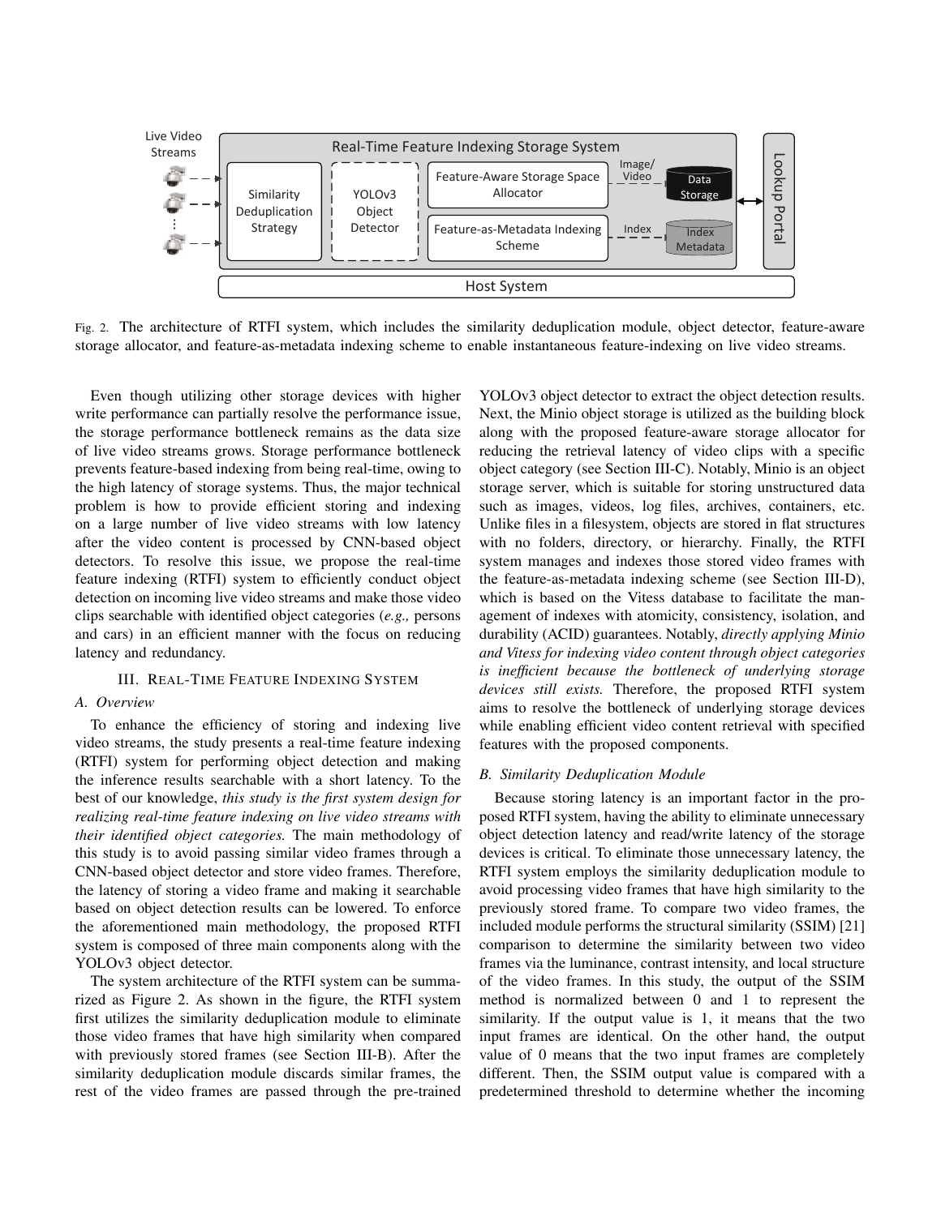Live Video Streams

Real-Time Feature Indexing Storage System

Similarity Deduplication Strategy

YOLOv3 Object Detector

Feature-Aware Storage Space Allocator

Feature-as-Metadata Indexing Scheme

Image/ Video

Index

Data Storage

Index Metadata

Lookup Portal

Host System

Fig. 2. The architecture of RTFI system, which includes the similarity deduplication module, object detector, feature-aware storage allocator, and feature-as-metadata indexing scheme to enable instantaneous feature-indexing on live video streams.

Even though utilizing other storage devices with higher write performance can partially resolve the performance issue, the storage performance bottleneck remains as the data size of live video streams grows. Storage performance bottleneck prevents feature-based indexing from being real-time, owing to the high latency of storage systems. Thus, the major technical problem is how to provide efficient storing and indexing on a large number of live video streams with low latency after the video content is processed by CNN-based object detectors. To resolve this issue, we propose the real-time feature indexing (RTFI) system to efficiently conduct object detection on incoming live video streams and make those video clips searchable with identified object categories (*e.g.,* persons and cars) in an efficient manner with the focus on reducing latency and redundancy.

## III. Real-Time Feature Indexing System

### A. Overview

To enhance the efficiency of storing and indexing live video streams, the study presents a real-time feature indexing (RTFI) system for performing object detection and making the inference results searchable with a short latency. To the best of our knowledge, *this study is the first system design for realizing real-time feature indexing on live video streams with their identified object categories.* The main methodology of this study is to avoid passing similar video frames through a CNN-based object detector and store video frames. Therefore, the latency of storing a video frame and making it searchable based on object detection results can be lowered. To enforce the aforementioned main methodology, the proposed RTFI system is composed of three main components along with the YOLOv3 object detector.

The system architecture of the RTFI system can be summarized as Figure 2. As shown in the figure, the RTFI system first utilizes the similarity deduplication module to eliminate those video frames that have high similarity when compared with previously stored frames (see Section III-B). After the similarity deduplication module discards similar frames, the rest of the video frames are passed through the pre-trained YOLOv3 object detector to extract the object detection results. Next, the Minio object storage is utilized as the building block along with the proposed feature-aware storage allocator for reducing the retrieval latency of video clips with a specific object category (see Section III-C). Notably, Minio is an object storage server, which is suitable for storing unstructured data such as images, videos, log files, archives, containers, etc. Unlike files in a filesystem, objects are stored in flat structures with no folders, directory, or hierarchy. Finally, the RTFI system manages and indexes those stored video frames with the feature-as-metadata indexing scheme (see Section III-D), which is based on the Vitess database to facilitate the management of indexes with atomicity, consistency, isolation, and durability (ACID) guarantees. Notably, *directly applying Minio and Vitess for indexing video content through object categories is inefficient because the bottleneck of underlying storage devices still exists.* Therefore, the proposed RTFI system aims to resolve the bottleneck of underlying storage devices while enabling efficient video content retrieval with specified features with the proposed components.

### B. Similarity Deduplication Module

Because storing latency is an important factor in the proposed RTFI system, having the ability to eliminate unnecessary object detection latency and read/write latency of the storage devices is critical. To eliminate those unnecessary latency, the RTFI system employs the similarity deduplication module to avoid processing video frames that have high similarity to the previously stored frame. To compare two video frames, the included module performs the structural similarity (SSIM) [21] comparison to determine the similarity between two video frames via the luminance, contrast intensity, and local structure of the video frames. In this study, the output of the SSIM method is normalized between 0 and 1 to represent the similarity. If the output value is 1, it means that the two input frames are identical. On the other hand, the output value of 0 means that the two input frames are completely different. Then, the SSIM output value is compared with a predetermined threshold to determine whether the incoming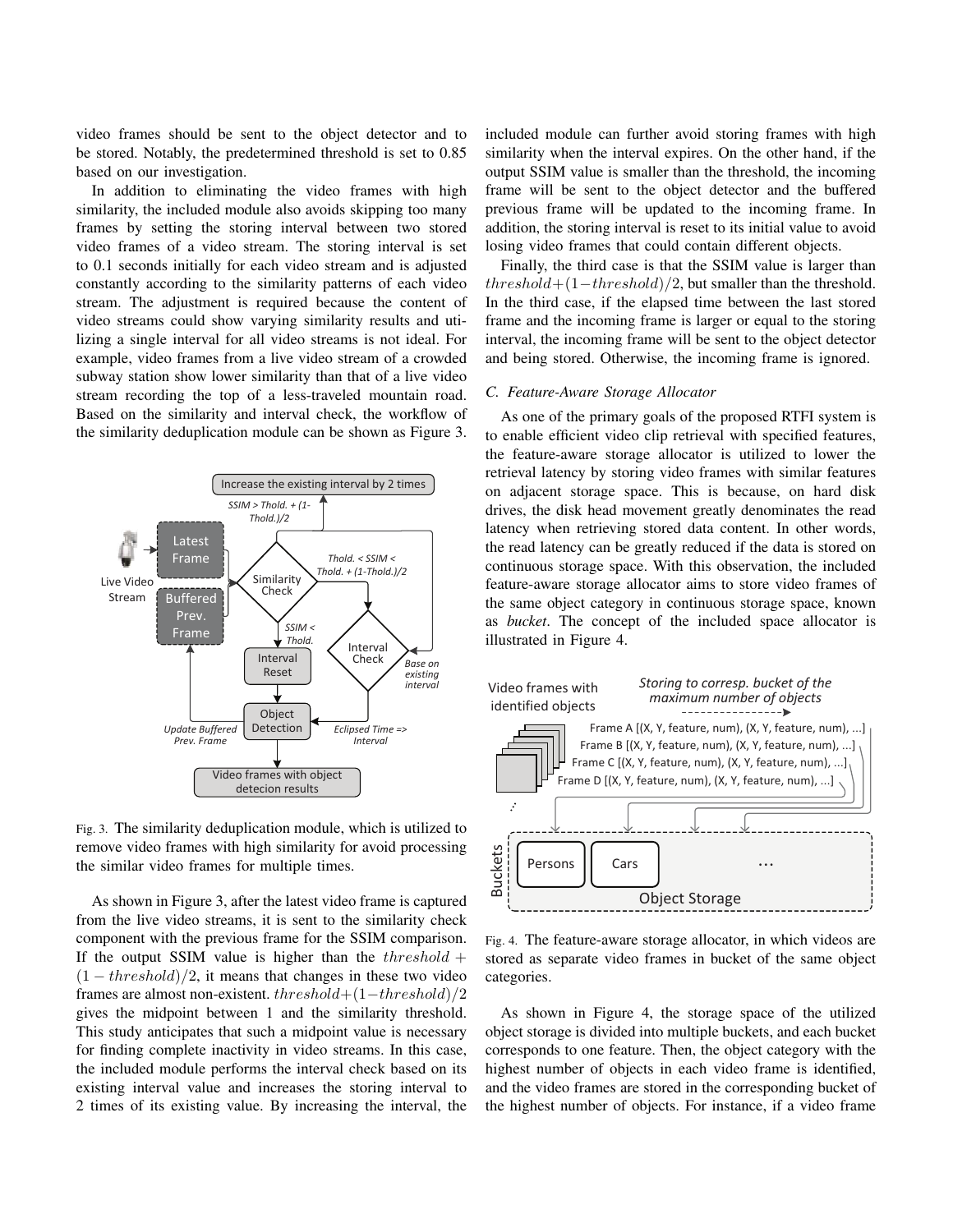video frames should be sent to the object detector and to be stored. Notably, the predetermined threshold is set to 0.85 based on our investigation.

In addition to eliminating the video frames with high similarity, the included module also avoids skipping too many frames by setting the storing interval between two stored video frames of a video stream. The storing interval is set to 0.1 seconds initially for each video stream and is adjusted constantly according to the similarity patterns of each video stream. The adjustment is required because the content of video streams could show varying similarity results and utilizing a single interval for all video streams is not ideal. For example, video frames from a live video stream of a crowded subway station show lower similarity than that of a live video stream recording the top of a less-traveled mountain road. Based on the similarity and interval check, the workflow of the similarity deduplication module can be shown as Figure 3.

Increase the existing interval by 2 times
SSIM > Thold. + (1-Thold.)/2
Live Video Stream
Latest Frame
Buffered Prev. Frame
Similarity Check
Thold. < SSIM < Thold. + (1-Thold.)/2
SSIM < Thold.
Interval Reset
Interval Check
Base on existing interval
Object Detection
Update Buffered Prev. Frame
Eclipsed Time => Interval
Video frames with object detecion results

Fig. 3. The similarity deduplication module, which is utilized to remove video frames with high similarity for avoid processing the similar video frames for multiple times.

As shown in Figure 3, after the latest video frame is captured from the live video streams, it is sent to the similarity check component with the previous frame for the SSIM comparison. If the output SSIM value is higher than the $threshold + (1 - threshold)/2$, it means that changes in these two video frames are almost non-existent. $threshold+(1-threshold)/2$ gives the midpoint between 1 and the similarity threshold. This study anticipates that such a midpoint value is necessary for finding complete inactivity in video streams. In this case, the included module performs the interval check based on its existing interval value and increases the storing interval to 2 times of its existing value. By increasing the interval, the included module can further avoid storing frames with high similarity when the interval expires. On the other hand, if the output SSIM value is smaller than the threshold, the incoming frame will be sent to the object detector and the buffered previous frame will be updated to the incoming frame. In addition, the storing interval is reset to its initial value to avoid losing video frames that could contain different objects.

Finally, the third case is that the SSIM value is larger than $threshold+(1-threshold)/2$, but smaller than the threshold. In the third case, if the elapsed time between the last stored frame and the incoming frame is larger or equal to the storing interval, the incoming frame will be sent to the object detector and being stored. Otherwise, the incoming frame is ignored.

### C. Feature-Aware Storage Allocator

As one of the primary goals of the proposed RTFI system is to enable efficient video clip retrieval with specified features, the feature-aware storage allocator is utilized to lower the retrieval latency by storing video frames with similar features on adjacent storage space. This is because, on hard disk drives, the disk head movement greatly denominates the read latency when retrieving stored data content. In other words, the read latency can be greatly reduced if the data is stored on continuous storage space. With this observation, the included feature-aware storage allocator aims to store video frames of the same object category in continuous storage space, known as *bucket*. The concept of the included space allocator is illustrated in Figure 4.

Video frames with identified objects
Storing to corresp. bucket of the maximum number of objects
Frame A [(X, Y, feature, num), (X, Y, feature, num), ...]
Frame B [(X, Y, feature, num), (X, Y, feature, num), ...]
Frame C [(X, Y, feature, num), (X, Y, feature, num), ...]
Frame D [(X, Y, feature, num), (X, Y, feature, num), ...]
Buckets
Persons
Cars
...
Object Storage

Fig. 4. The feature-aware storage allocator, in which videos are stored as separate video frames in bucket of the same object categories.

As shown in Figure 4, the storage space of the utilized object storage is divided into multiple buckets, and each bucket corresponds to one feature. Then, the object category with the highest number of objects in each video frame is identified, and the video frames are stored in the corresponding bucket of the highest number of objects. For instance, if a video frame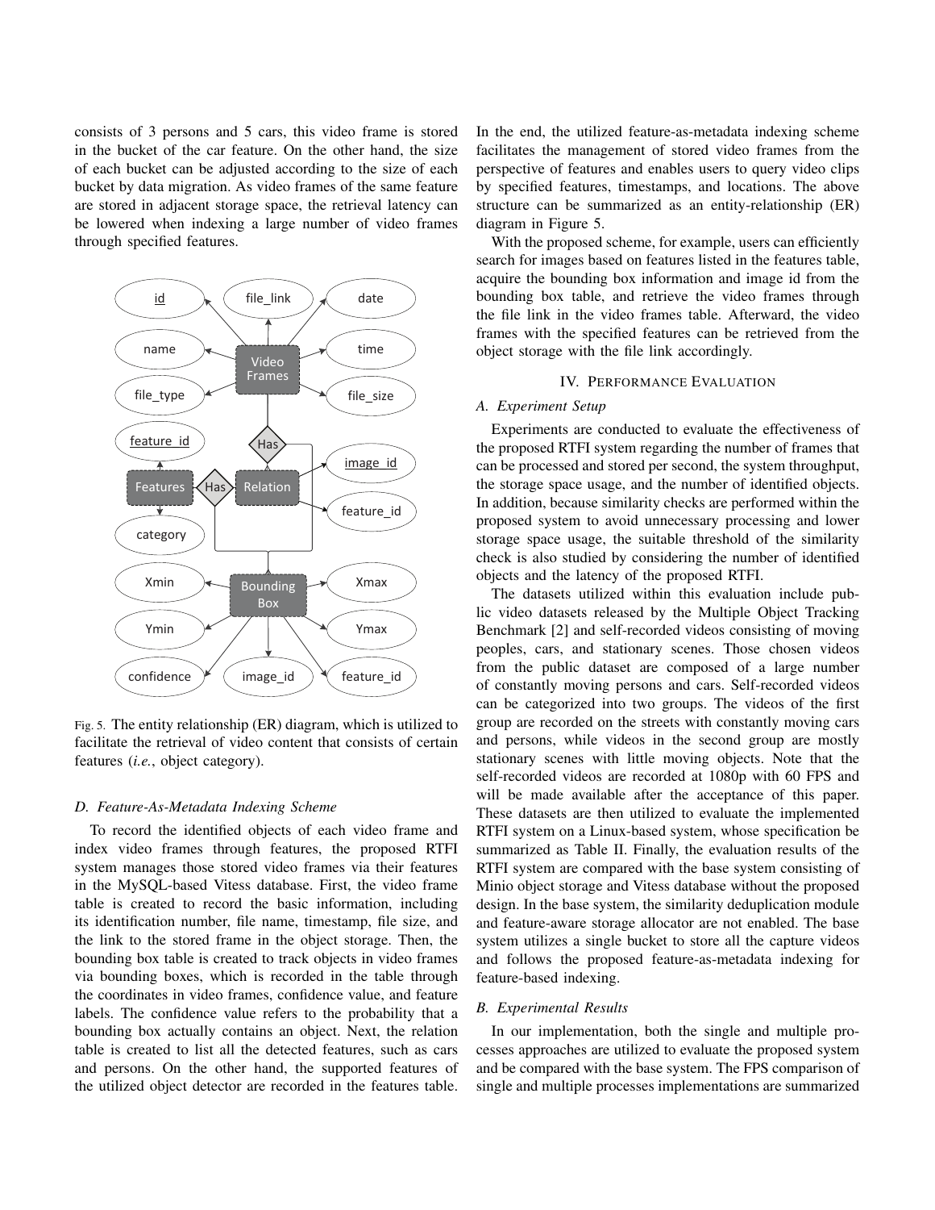consists of 3 persons and 5 cars, this video frame is stored in the bucket of the car feature. On the other hand, the size of each bucket can be adjusted according to the size of each bucket by data migration. As video frames of the same feature are stored in adjacent storage space, the retrieval latency can be lowered when indexing a large number of video frames through specified features.

id
file_link
date
name
Video Frames
time
file_type
file_size
feature_id
Has
image_id
Features
Has
Relation
feature_id
category
Xmin
Bounding Box
Xmax
Ymin
Ymax
confidence
image_id
feature_id

Fig. 5. The entity relationship (ER) diagram, which is utilized to facilitate the retrieval of video content that consists of certain features (*i.e.*, object category).

### D. Feature-As-Metadata Indexing Scheme

To record the identified objects of each video frame and index video frames through features, the proposed RTFI system manages those stored video frames via their features in the MySQL-based Vitess database. First, the video frame table is created to record the basic information, including its identification number, file name, timestamp, file size, and the link to the stored frame in the object storage. Then, the bounding box table is created to track objects in video frames via bounding boxes, which is recorded in the table through the coordinates in video frames, confidence value, and feature labels. The confidence value refers to the probability that a bounding box actually contains an object. Next, the relation table is created to list all the detected features, such as cars and persons. On the other hand, the supported features of the utilized object detector are recorded in the features table. In the end, the utilized feature-as-metadata indexing scheme facilitates the management of stored video frames from the perspective of features and enables users to query video clips by specified features, timestamps, and locations. The above structure can be summarized as an entity-relationship (ER) diagram in Figure 5.

With the proposed scheme, for example, users can efficiently search for images based on features listed in the features table, acquire the bounding box information and image id from the bounding box table, and retrieve the video frames through the file link in the video frames table. Afterward, the video frames with the specified features can be retrieved from the object storage with the file link accordingly.

## IV. Performance Evaluation

### A. Experiment Setup

Experiments are conducted to evaluate the effectiveness of the proposed RTFI system regarding the number of frames that can be processed and stored per second, the system throughput, the storage space usage, and the number of identified objects. In addition, because similarity checks are performed within the proposed system to avoid unnecessary processing and lower storage space usage, the suitable threshold of the similarity check is also studied by considering the number of identified objects and the latency of the proposed RTFI.

The datasets utilized within this evaluation include public video datasets released by the Multiple Object Tracking Benchmark [2] and self-recorded videos consisting of moving peoples, cars, and stationary scenes. Those chosen videos from the public dataset are composed of a large number of constantly moving persons and cars. Self-recorded videos can be categorized into two groups. The videos of the first group are recorded on the streets with constantly moving cars and persons, while videos in the second group are mostly stationary scenes with little moving objects. Note that the self-recorded videos are recorded at 1080p with 60 FPS and will be made available after the acceptance of this paper. These datasets are then utilized to evaluate the implemented RTFI system on a Linux-based system, whose specification be summarized as Table II. Finally, the evaluation results of the RTFI system are compared with the base system consisting of Minio object storage and Vitess database without the proposed design. In the base system, the similarity deduplication module and feature-aware storage allocator are not enabled. The base system utilizes a single bucket to store all the capture videos and follows the proposed feature-as-metadata indexing for feature-based indexing.

### B. Experimental Results

In our implementation, both the single and multiple processes approaches are utilized to evaluate the proposed system and be compared with the base system. The FPS comparison of single and multiple processes implementations are summarized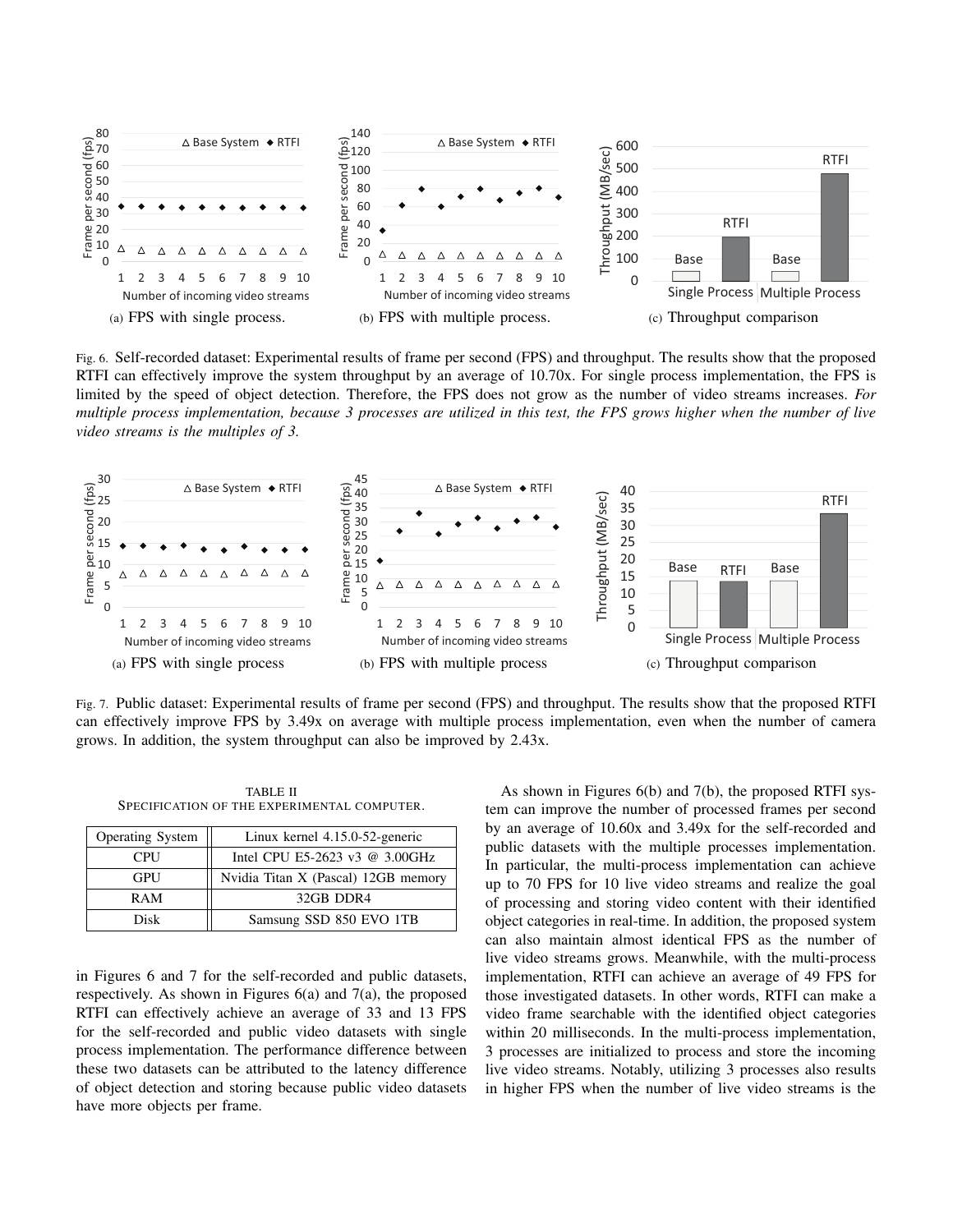(a) FPS with single process.

(b) FPS with multiple process.

(c) Throughput comparison

Fig. 6. Self-recorded dataset: Experimental results of frame per second (FPS) and throughput. The results show that the proposed RTFI can effectively improve the system throughput by an average of 10.70x. For single process implementation, the FPS is limited by the speed of object detection. Therefore, the FPS does not grow as the number of video streams increases. *For multiple process implementation, because 3 processes are utilized in this test, the FPS grows higher when the number of live video streams is the multiples of 3.*

(a) FPS with single process

(b) FPS with multiple process

(c) Throughput comparison

Fig. 7. Public dataset: Experimental results of frame per second (FPS) and throughput. The results show that the proposed RTFI can effectively improve FPS by 3.49x on average with multiple process implementation, even when the number of camera grows. In addition, the system throughput can also be improved by 2.43x.

TABLE II
SPECIFICATION OF THE EXPERIMENTAL COMPUTER.

| Operating System | Linux kernel 4.15.0-52-generic |
|---|---|
| CPU | Intel CPU E5-2623 v3 @ 3.00GHz |
| GPU | Nvidia Titan X (Pascal) 12GB memory |
| RAM | 32GB DDR4 |
| Disk | Samsung SSD 850 EVO 1TB |

in Figures 6 and 7 for the self-recorded and public datasets, respectively. As shown in Figures 6(a) and 7(a), the proposed RTFI can effectively achieve an average of 33 and 13 FPS for the self-recorded and public video datasets with single process implementation. The performance difference between these two datasets can be attributed to the latency difference of object detection and storing because public video datasets have more objects per frame.

As shown in Figures 6(b) and 7(b), the proposed RTFI system can improve the number of processed frames per second by an average of 10.60x and 3.49x for the self-recorded and public datasets with the multiple processes implementation. In particular, the multi-process implementation can achieve up to 70 FPS for 10 live video streams and realize the goal of processing and storing video content with their identified object categories in real-time. In addition, the proposed system can also maintain almost identical FPS as the number of live video streams grows. Meanwhile, with the multi-process implementation, RTFI can achieve an average of 49 FPS for those investigated datasets. In other words, RTFI can make a video frame searchable with the identified object categories within 20 milliseconds. In the multi-process implementation, 3 processes are initialized to process and store the incoming live video streams. Notably, utilizing 3 processes also results in higher FPS when the number of live video streams is the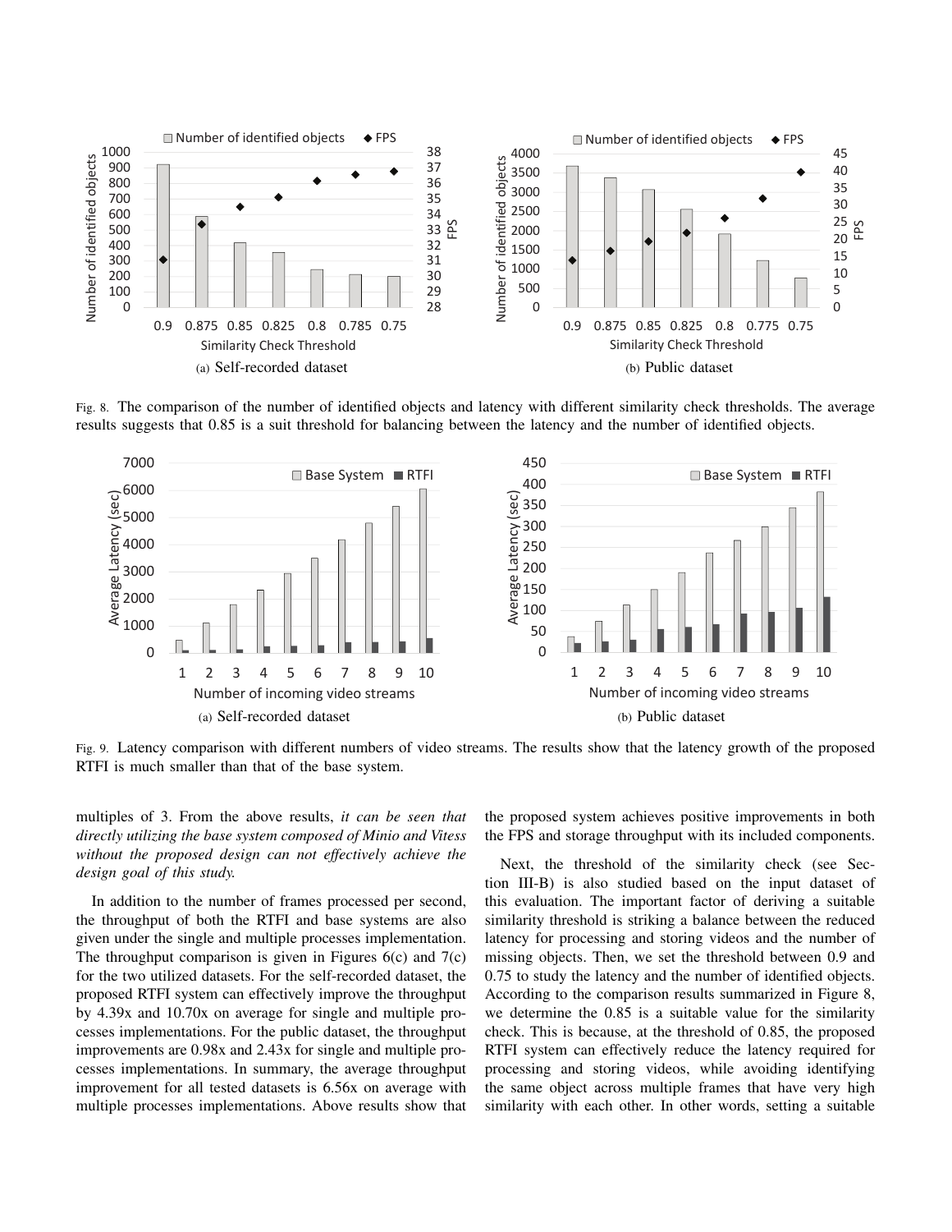Fig. 8. The comparison of the number of identified objects and latency with different similarity check thresholds. The average results suggests that 0.85 is a suit threshold for balancing between the latency and the number of identified objects.

(a) Self-recorded dataset

(b) Public dataset

Fig. 9. Latency comparison with different numbers of video streams. The results show that the latency growth of the proposed RTFI is much smaller than that of the base system.

(a) Self-recorded dataset

(b) Public dataset

multiples of 3. From the above results, *it can be seen that directly utilizing the base system composed of Minio and Vitess without the proposed design can not effectively achieve the design goal of this study.*

In addition to the number of frames processed per second, the throughput of both the RTFI and base systems are also given under the single and multiple processes implementation. The throughput comparison is given in Figures 6(c) and 7(c) for the two utilized datasets. For the self-recorded dataset, the proposed RTFI system can effectively improve the throughput by 4.39x and 10.70x on average for single and multiple processes implementations. For the public dataset, the throughput improvements are 0.98x and 2.43x for single and multiple processes implementations. In summary, the average throughput improvement for all tested datasets is 6.56x on average with multiple processes implementations. Above results show that the proposed system achieves positive improvements in both the FPS and storage throughput with its included components.

Next, the threshold of the similarity check (see Section III-B) is also studied based on the input dataset of this evaluation. The important factor of deriving a suitable similarity threshold is striking a balance between the reduced latency for processing and storing videos and the number of missing objects. Then, we set the threshold between 0.9 and 0.75 to study the latency and the number of identified objects. According to the comparison results summarized in Figure 8, we determine the 0.85 is a suitable value for the similarity check. This is because, at the threshold of 0.85, the proposed RTFI system can effectively reduce the latency required for processing and storing videos, while avoiding identifying the same object across multiple frames that have very high similarity with each other. In other words, setting a suitable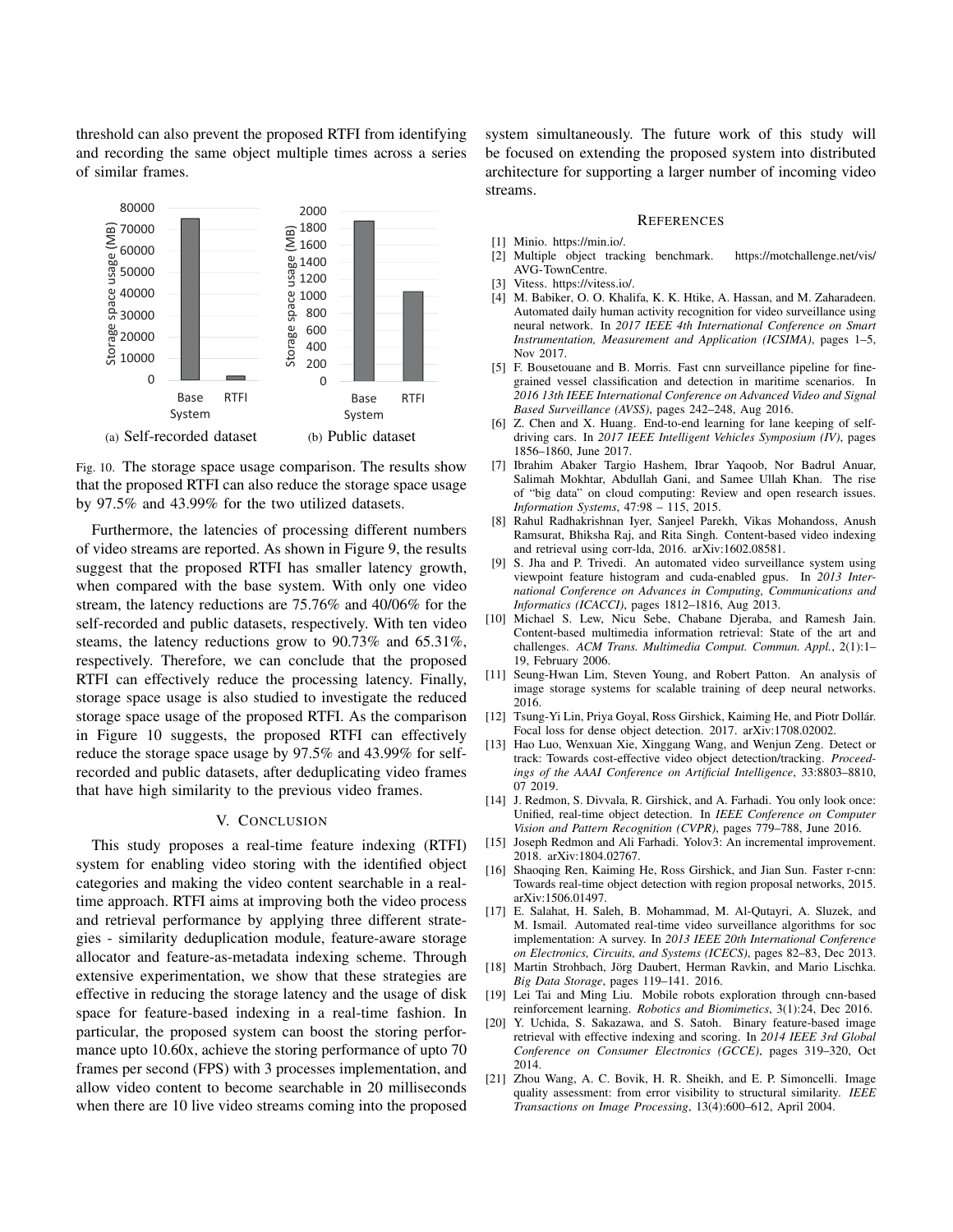threshold can also prevent the proposed RTFI from identifying and recording the same object multiple times across a series of similar frames.

80000
70000
60000
50000
40000
30000
20000
10000
0
Storage space usage (MB)
Base System
RTFI
(a) Self-recorded dataset

2000
1800
1600
1400
1200
1000
800
600
400
200
0
Storage space usage (MB)
Base System
RTFI
(b) Public dataset

Fig. 10. The storage space usage comparison. The results show that the proposed RTFI can also reduce the storage space usage by 97.5% and 43.99% for the two utilized datasets.

Furthermore, the latencies of processing different numbers of video streams are reported. As shown in Figure 9, the results suggest that the proposed RTFI has smaller latency growth, when compared with the base system. With only one video stream, the latency reductions are 75.76% and 40/06% for the self-recorded and public datasets, respectively. With ten video steams, the latency reductions grow to 90.73% and 65.31%, respectively. Therefore, we can conclude that the proposed RTFI can effectively reduce the processing latency. Finally, storage space usage is also studied to investigate the reduced storage space usage of the proposed RTFI. As the comparison in Figure 10 suggests, the proposed RTFI can effectively reduce the storage space usage by 97.5% and 43.99% for self-recorded and public datasets, after deduplicating video frames that have high similarity to the previous video frames.

## V. Conclusion

This study proposes a real-time feature indexing (RTFI) system for enabling video storing with the identified object categories and making the video content searchable in a real-time approach. RTFI aims at improving both the video process and retrieval performance by applying three different strategies - similarity deduplication module, feature-aware storage allocator and feature-as-metadata indexing scheme. Through extensive experimentation, we show that these strategies are effective in reducing the storage latency and the usage of disk space for feature-based indexing in a real-time fashion. In particular, the proposed system can boost the storing performance upto 10.60x, achieve the storing performance of upto 70 frames per second (FPS) with 3 processes implementation, and allow video content to become searchable in 20 milliseconds when there are 10 live video streams coming into the proposed system simultaneously. The future work of this study will be focused on extending the proposed system into distributed architecture for supporting a larger number of incoming video streams.

## References

[1] Minio. https://min.io/.

[2] Multiple object tracking benchmark. https://motchallenge.net/vis/AVG-TownCentre.

[3] Vitess. https://vitess.io/.

[4] M. Babiker, O. O. Khalifa, K. K. Htike, A. Hassan, and M. Zaharadeen. Automated daily human activity recognition for video surveillance using neural network. In *2017 IEEE 4th International Conference on Smart Instrumentation, Measurement and Application (ICSIMA)*, pages 1–5, Nov 2017.

[5] F. Bousetouane and B. Morris. Fast cnn surveillance pipeline for fine-grained vessel classification and detection in maritime scenarios. In *2016 13th IEEE International Conference on Advanced Video and Signal Based Surveillance (AVSS)*, pages 242–248, Aug 2016.

[6] Z. Chen and X. Huang. End-to-end learning for lane keeping of self-driving cars. In *2017 IEEE Intelligent Vehicles Symposium (IV)*, pages 1856–1860, June 2017.

[7] Ibrahim Abaker Targio Hashem, Ibrar Yaqoob, Nor Badrul Anuar, Salimah Mokhtar, Abdullah Gani, and Samee Ullah Khan. The rise of "big data" on cloud computing: Review and open research issues. *Information Systems*, 47:98 – 115, 2015.

[8] Rahul Radhakrishnan Iyer, Sanjeel Parekh, Vikas Mohandoss, Anush Ramsurat, Bhiksha Raj, and Rita Singh. Content-based video indexing and retrieval using corr-lda, 2016. arXiv:1602.08581.

[9] S. Jha and P. Trivedi. An automated video surveillance system using viewpoint feature histogram and cuda-enabled gpus. In *2013 International Conference on Advances in Computing, Communications and Informatics (ICACCI)*, pages 1812–1816, Aug 2013.

[10] Michael S. Lew, Nicu Sebe, Chabane Djeraba, and Ramesh Jain. Content-based multimedia information retrieval: State of the art and challenges. *ACM Trans. Multimedia Comput. Commun. Appl.*, 2(1):1–19, February 2006.

[11] Seung-Hwan Lim, Steven Young, and Robert Patton. An analysis of image storage systems for scalable training of deep neural networks. 2016.

[12] Tsung-Yi Lin, Priya Goyal, Ross Girshick, Kaiming He, and Piotr Dollár. Focal loss for dense object detection. 2017. arXiv:1708.02002.

[13] Hao Luo, Wenxuan Xie, Xinggang Wang, and Wenjun Zeng. Detect or track: Towards cost-effective video object detection/tracking. *Proceedings of the AAAI Conference on Artificial Intelligence*, 33:8803–8810, 07 2019.

[14] J. Redmon, S. Divvala, R. Girshick, and A. Farhadi. You only look once: Unified, real-time object detection. In *IEEE Conference on Computer Vision and Pattern Recognition (CVPR)*, pages 779–788, June 2016.

[15] Joseph Redmon and Ali Farhadi. Yolov3: An incremental improvement. 2018. arXiv:1804.02767.

[16] Shaoqing Ren, Kaiming He, Ross Girshick, and Jian Sun. Faster r-cnn: Towards real-time object detection with region proposal networks, 2015. arXiv:1506.01497.

[17] E. Salahat, H. Saleh, B. Mohammad, M. Al-Qutayri, A. Sluzek, and M. Ismail. Automated real-time video surveillance algorithms for soc implementation: A survey. In *2013 IEEE 20th International Conference on Electronics, Circuits, and Systems (ICECS)*, pages 82–83, Dec 2013.

[18] Martin Strohbach, Jörg Daubert, Herman Ravkin, and Mario Lischka. *Big Data Storage*, pages 119–141. 2016.

[19] Lei Tai and Ming Liu. Mobile robots exploration through cnn-based reinforcement learning. *Robotics and Biomimetics*, 3(1):24, Dec 2016.

[20] Y. Uchida, S. Sakazawa, and S. Satoh. Binary feature-based image retrieval with effective indexing and scoring. In *2014 IEEE 3rd Global Conference on Consumer Electronics (GCCE)*, pages 319–320, Oct 2014.

[21] Zhou Wang, A. C. Bovik, H. R. Sheikh, and E. P. Simoncelli. Image quality assessment: from error visibility to structural similarity. *IEEE Transactions on Image Processing*, 13(4):600–612, April 2004.